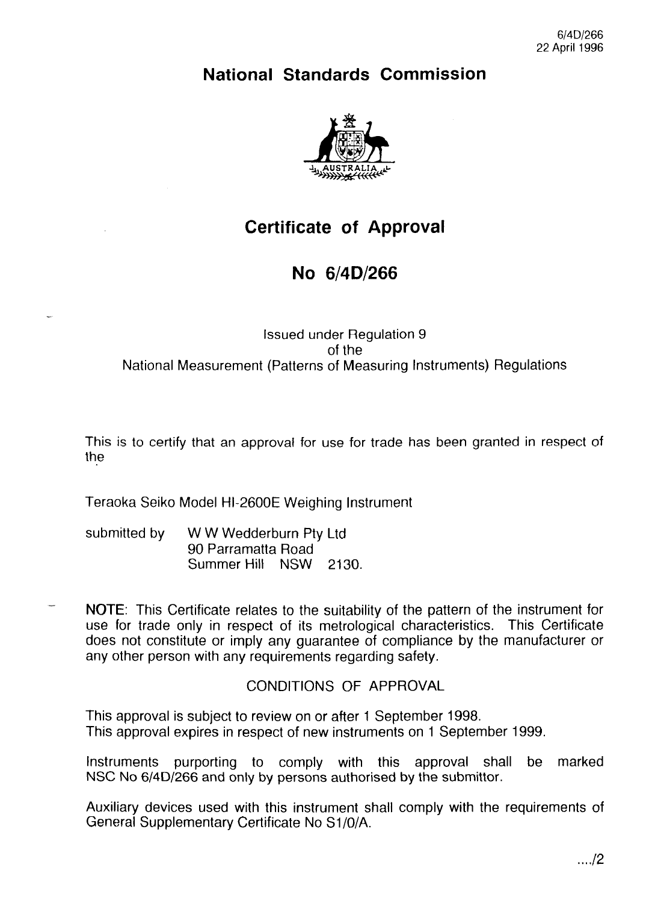6/4D/266
22 April 1996

# National Standards Commission

# Certificate of Approval

# No 6/4D/266

Issued under Regulation 9
of the
National Measurement (Patterns of Measuring Instruments) Regulations

This is to certify that an approval for use for trade has been granted in respect of the

Teraoka Seiko Model HI-2600E Weighing Instrument

submitted by W W Wedderburn Pty Ltd
90 Parramatta Road
Summer Hill NSW 2130.

**NOTE**: This Certificate relates to the suitability of the pattern of the instrument for use for trade only in respect of its metrological characteristics. This Certificate does not constitute or imply any guarantee of compliance by the manufacturer or any other person with any requirements regarding safety.

## CONDITIONS OF APPROVAL

This approval is subject to review on or after 1 September 1998.
This approval expires in respect of new instruments on 1 September 1999.

Instruments purporting to comply with this approval shall be marked NSC No 6/4D/266 and only by persons authorised by the submittor.

Auxiliary devices used with this instrument shall comply with the requirements of General Supplementary Certificate No S1/0/A.

..../2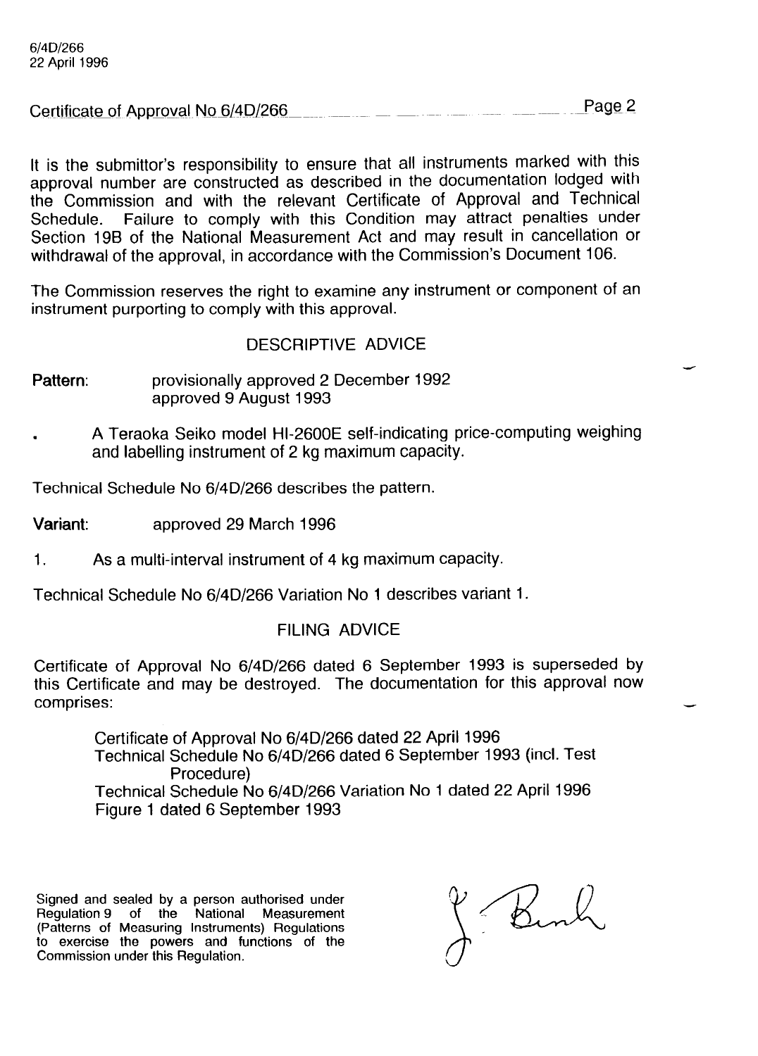Certificate of Approval No 6/4D/266

It is the submittor's responsibility to ensure that all instruments marked with this approval number are constructed as described in the documentation lodged with the Commission and with the relevant Certificate of Approval and Technical Schedule. Failure to comply with this Condition may attract penalties under Section 19B of the National Measurement Act and may result in cancellation or withdrawal of the approval, in accordance with the Commission's Document 106.

The Commission reserves the right to examine any instrument or component of an instrument purporting to comply with this approval.

## DESCRIPTIVE ADVICE

**Pattern:** provisionally approved 2 December 1992
approved 9 August 1993

- A Teraoka Seiko model HI-2600E self-indicating price-computing weighing and labelling instrument of 2 kg maximum capacity.

Technical Schedule No 6/4D/266 describes the pattern.

**Variant:** approved 29 March 1996

1. As a multi-interval instrument of 4 kg maximum capacity.

Technical Schedule No 6/4D/266 Variation No 1 describes variant 1.

## FILING ADVICE

Certificate of Approval No 6/4D/266 dated 6 September 1993 is superseded by this Certificate and may be destroyed. The documentation for this approval now comprises:

Certificate of Approval No 6/4D/266 dated 22 April 1996
Technical Schedule No 6/4D/266 dated 6 September 1993 (incl. Test Procedure)
Technical Schedule No 6/4D/266 Variation No 1 dated 22 April 1996
Figure 1 dated 6 September 1993

Signed and sealed by a person authorised under Regulation 9 of the National Measurement (Patterns of Measuring Instruments) Regulations to exercise the powers and functions of the Commission under this Regulation.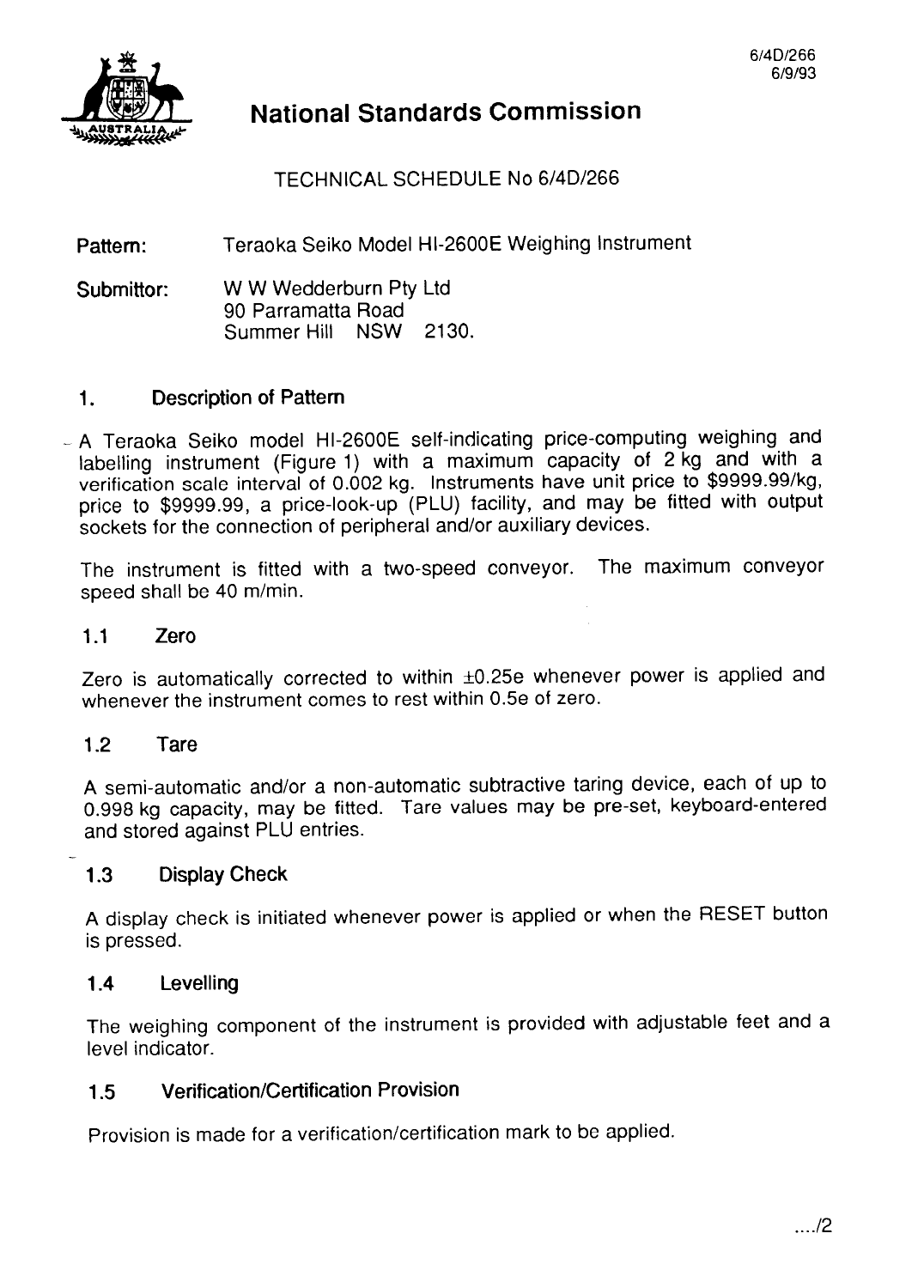6/4D/266
6/9/93

# National Standards Commission

TECHNICAL SCHEDULE No 6/4D/266

**Pattern:** Teraoka Seiko Model HI-2600E Weighing Instrument

**Submittor:** W W Wedderburn Pty Ltd
90 Parramatta Road
Summer Hill NSW 2130.

## 1. Description of Pattern

A Teraoka Seiko model HI-2600E self-indicating price-computing weighing and labelling instrument (Figure 1) with a maximum capacity of 2 kg and with a verification scale interval of 0.002 kg. Instruments have unit price to $9999.99/kg, price to $9999.99, a price-look-up (PLU) facility, and may be fitted with output sockets for the connection of peripheral and/or auxiliary devices.

The instrument is fitted with a two-speed conveyor. The maximum conveyor speed shall be 40 m/min.

### 1.1 Zero

Zero is automatically corrected to within ±0.25e whenever power is applied and whenever the instrument comes to rest within 0.5e of zero.

### 1.2 Tare

A semi-automatic and/or a non-automatic subtractive taring device, each of up to 0.998 kg capacity, may be fitted. Tare values may be pre-set, keyboard-entered and stored against PLU entries.

### 1.3 Display Check

A display check is initiated whenever power is applied or when the RESET button is pressed.

### 1.4 Levelling

The weighing component of the instrument is provided with adjustable feet and a level indicator.

### 1.5 Verification/Certification Provision

Provision is made for a verification/certification mark to be applied.

..../2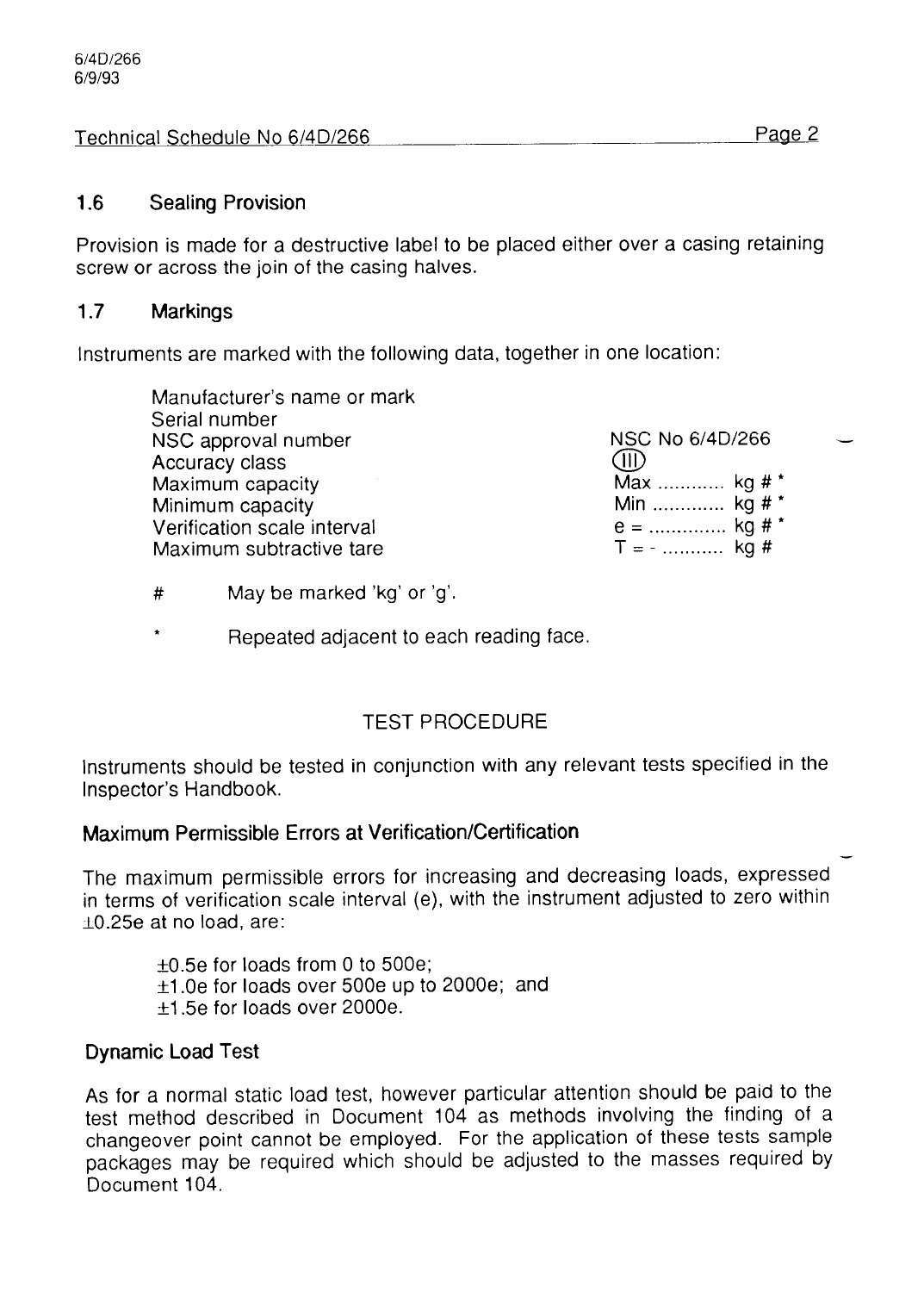Technical Schedule No 6/4D/266

### 1.6 Sealing Provision

Provision is made for a destructive label to be placed either over a casing retaining screw or across the join of the casing halves.

### 1.7 Markings

Instruments are marked with the following data, together in one location:

| | |
|---|---|
| Manufacturer's name or mark | |
| Serial number | |
| NSC approval number | NSC No 6/4D/266 |
| Accuracy class | (III) |
| Maximum capacity | Max ........... kg # * |
| Minimum capacity | Min ............ kg # * |
| Verification scale interval | e = ............. kg # * |
| Maximum subtractive tare | T = - .......... kg # |

# May be marked 'kg' or 'g'.

* Repeated adjacent to each reading face.

## TEST PROCEDURE

Instruments should be tested in conjunction with any relevant tests specified in the Inspector's Handbook.

### Maximum Permissible Errors at Verification/Certification

The maximum permissible errors for increasing and decreasing loads, expressed in terms of verification scale interval (e), with the instrument adjusted to zero within ±0.25e at no load, are:

±0.5e for loads from 0 to 500e;
±1.0e for loads over 500e up to 2000e; and
±1.5e for loads over 2000e.

### Dynamic Load Test

As for a normal static load test, however particular attention should be paid to the test method described in Document 104 as methods involving the finding of a changeover point cannot be employed. For the application of these tests sample packages may be required which should be adjusted to the masses required by Document 104.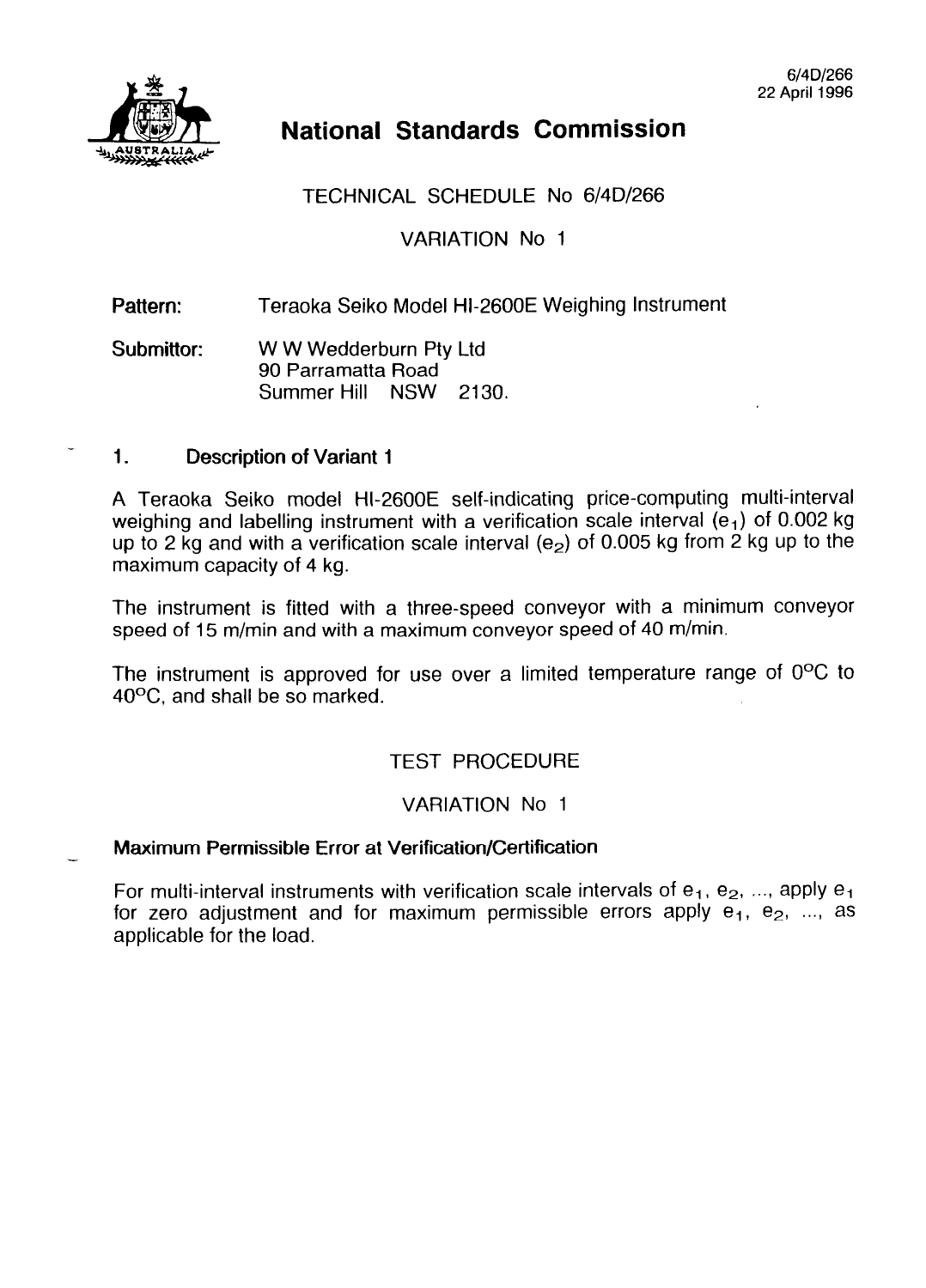6/4D/266
22 April 1996

# National Standards Commission

TECHNICAL SCHEDULE No 6/4D/266

VARIATION No 1

**Pattern:** Teraoka Seiko Model HI-2600E Weighing Instrument

**Submittor:** W W Wedderburn Pty Ltd
90 Parramatta Road
Summer Hill NSW 2130.

## 1. Description of Variant 1

A Teraoka Seiko model HI-2600E self-indicating price-computing multi-interval weighing and labelling instrument with a verification scale interval ($e_1$) of 0.002 kg up to 2 kg and with a verification scale interval ($e_2$) of 0.005 kg from 2 kg up to the maximum capacity of 4 kg.

The instrument is fitted with a three-speed conveyor with a minimum conveyor speed of 15 m/min and with a maximum conveyor speed of 40 m/min.

The instrument is approved for use over a limited temperature range of 0°C to 40°C, and shall be so marked.

TEST PROCEDURE

VARIATION No 1

### Maximum Permissible Error at Verification/Certification

For multi-interval instruments with verification scale intervals of $e_1$, $e_2$, ..., apply $e_1$ for zero adjustment and for maximum permissible errors apply $e_1$, $e_2$, ..., as applicable for the load.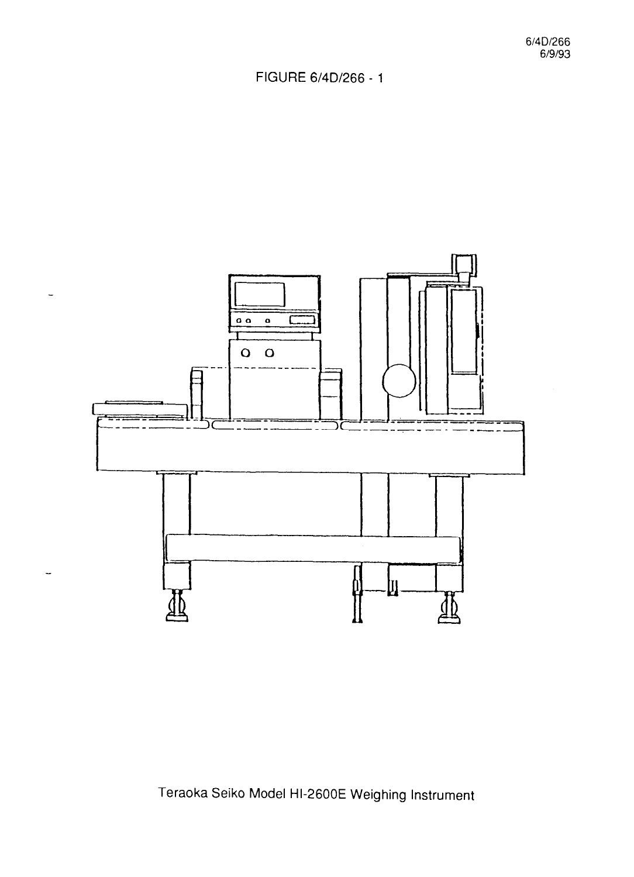FIGURE 6/4D/266 - 1

Teraoka Seiko Model HI-2600E Weighing Instrument